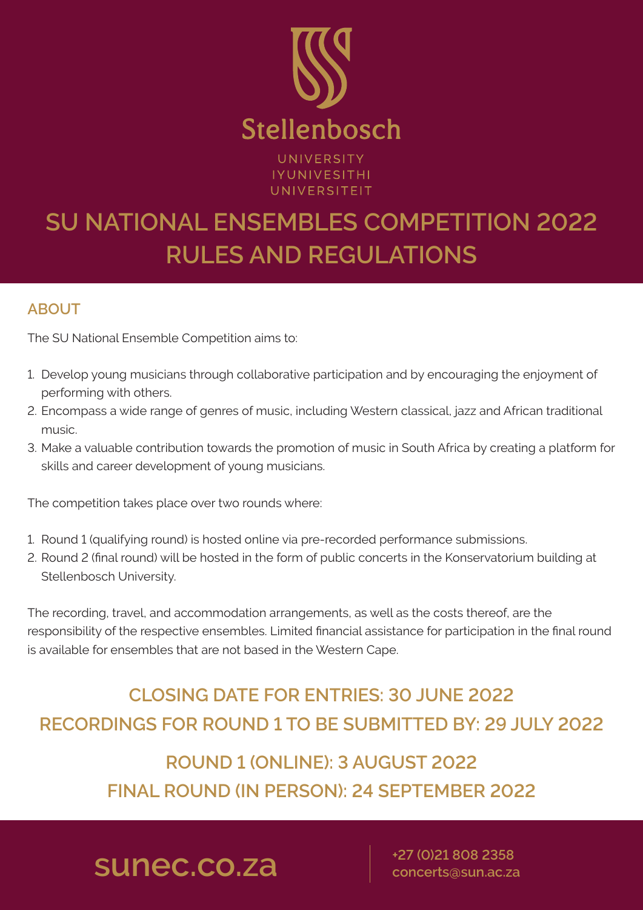Stellenbosch

UNIVERSITY
IYUNIVESITHI
UNIVERSITEIT

# SU NATIONAL ENSEMBLES COMPETITION 2022 RULES AND REGULATIONS

## ABOUT

The SU National Ensemble Competition aims to:

1. Develop young musicians through collaborative participation and by encouraging the enjoyment of performing with others.
2. Encompass a wide range of genres of music, including Western classical, jazz and African traditional music.
3. Make a valuable contribution towards the promotion of music in South Africa by creating a platform for skills and career development of young musicians.

The competition takes place over two rounds where:

1. Round 1 (qualifying round) is hosted online via pre-recorded performance submissions.
2. Round 2 (final round) will be hosted in the form of public concerts in the Konservatorium building at Stellenbosch University.

The recording, travel, and accommodation arrangements, as well as the costs thereof, are the responsibility of the respective ensembles. Limited financial assistance for participation in the final round is available for ensembles that are not based in the Western Cape.

## CLOSING DATE FOR ENTRIES: 30 JUNE 2022
## RECORDINGS FOR ROUND 1 TO BE SUBMITTED BY: 29 JULY 2022

## ROUND 1 (ONLINE): 3 AUGUST 2022
## FINAL ROUND (IN PERSON): 24 SEPTEMBER 2022

sunec.co.za

+27 (0)21 808 2358
concerts@sun.ac.za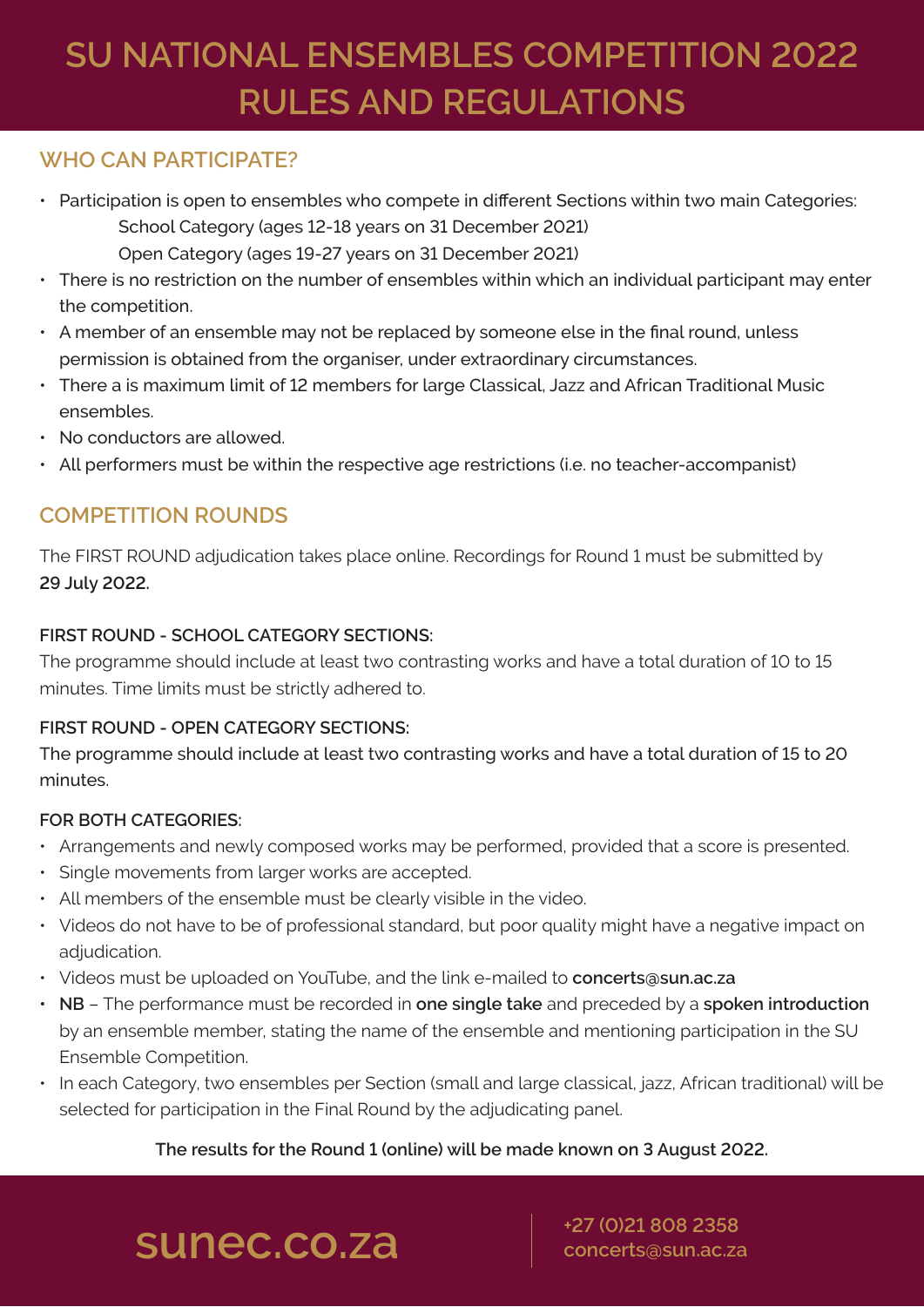# SU NATIONAL ENSEMBLES COMPETITION 2022 RULES AND REGULATIONS

## WHO CAN PARTICIPATE?

- Participation is open to ensembles who compete in different Sections within two main Categories:
  School Category (ages 12-18 years on 31 December 2021)
  Open Category (ages 19-27 years on 31 December 2021)
- There is no restriction on the number of ensembles within which an individual participant may enter the competition.
- A member of an ensemble may not be replaced by someone else in the final round, unless permission is obtained from the organiser, under extraordinary circumstances.
- There a is maximum limit of 12 members for large Classical, Jazz and African Traditional Music ensembles.
- No conductors are allowed.
- All performers must be within the respective age restrictions (i.e. no teacher-accompanist)

## COMPETITION ROUNDS

The FIRST ROUND adjudication takes place online. Recordings for Round 1 must be submitted by **29 July 2022.**

**FIRST ROUND - SCHOOL CATEGORY SECTIONS:**

The programme should include at least two contrasting works and have a total duration of 10 to 15 minutes. Time limits must be strictly adhered to.

**FIRST ROUND - OPEN CATEGORY SECTIONS:**

The programme should include at least two contrasting works and have a total duration of 15 to 20 minutes.

**FOR BOTH CATEGORIES:**

- Arrangements and newly composed works may be performed, provided that a score is presented.
- Single movements from larger works are accepted.
- All members of the ensemble must be clearly visible in the video.
- Videos do not have to be of professional standard, but poor quality might have a negative impact on adjudication.
- Videos must be uploaded on YouTube, and the link e-mailed to **concerts@sun.ac.za**
- **NB** – The performance must be recorded in **one single take** and preceded by a **spoken introduction** by an ensemble member, stating the name of the ensemble and mentioning participation in the SU Ensemble Competition.
- In each Category, two ensembles per Section (small and large classical, jazz, African traditional) will be selected for participation in the Final Round by the adjudicating panel.

**The results for the Round 1 (online) will be made known on 3 August 2022.**

sunec.co.za

+27 (0)21 808 2358
concerts@sun.ac.za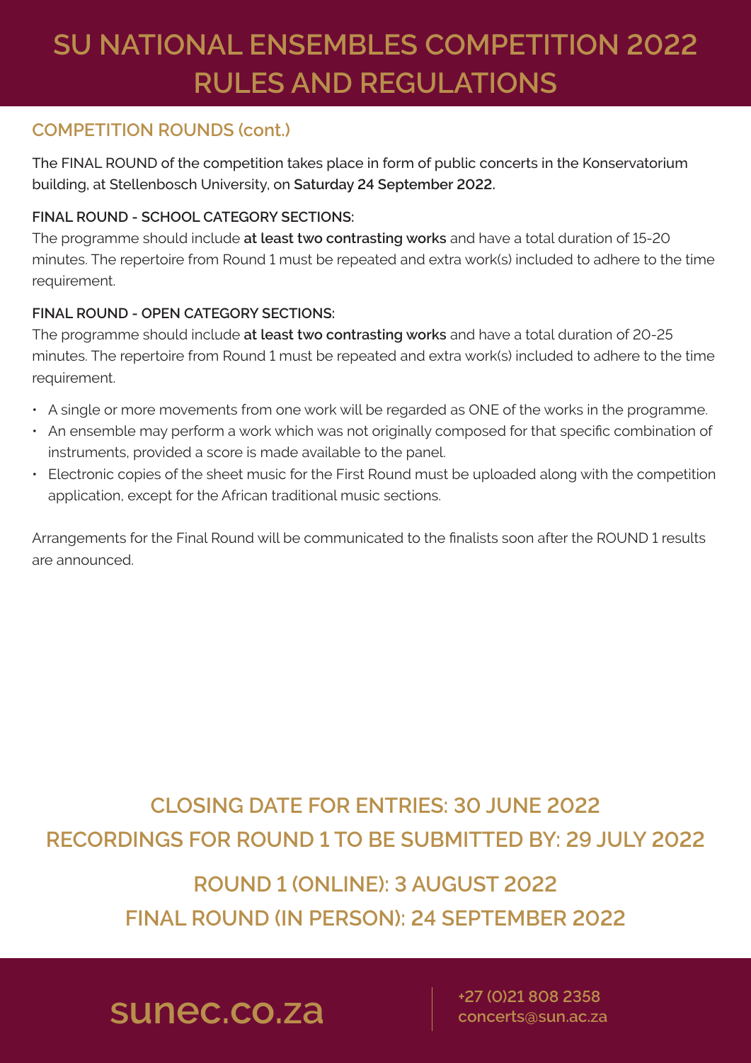# SU NATIONAL ENSEMBLES COMPETITION 2022 RULES AND REGULATIONS

## COMPETITION ROUNDS (cont.)

The FINAL ROUND of the competition takes place in form of public concerts in the Konservatorium building, at Stellenbosch University, on **Saturday 24 September 2022.**

**FINAL ROUND - SCHOOL CATEGORY SECTIONS:**
The programme should include **at least two contrasting works** and have a total duration of 15-20 minutes. The repertoire from Round 1 must be repeated and extra work(s) included to adhere to the time requirement.

**FINAL ROUND - OPEN CATEGORY SECTIONS:**
The programme should include **at least two contrasting works** and have a total duration of 20-25 minutes. The repertoire from Round 1 must be repeated and extra work(s) included to adhere to the time requirement.

- A single or more movements from one work will be regarded as ONE of the works in the programme.
- An ensemble may perform a work which was not originally composed for that specific combination of instruments, provided a score is made available to the panel.
- Electronic copies of the sheet music for the First Round must be uploaded along with the competition application, except for the African traditional music sections.

Arrangements for the Final Round will be communicated to the finalists soon after the ROUND 1 results are announced.

## CLOSING DATE FOR ENTRIES: 30 JUNE 2022
## RECORDINGS FOR ROUND 1 TO BE SUBMITTED BY: 29 JULY 2022
## ROUND 1 (ONLINE): 3 AUGUST 2022
## FINAL ROUND (IN PERSON): 24 SEPTEMBER 2022

**sunec.co.za**

+27 (0)21 808 2358
concerts@sun.ac.za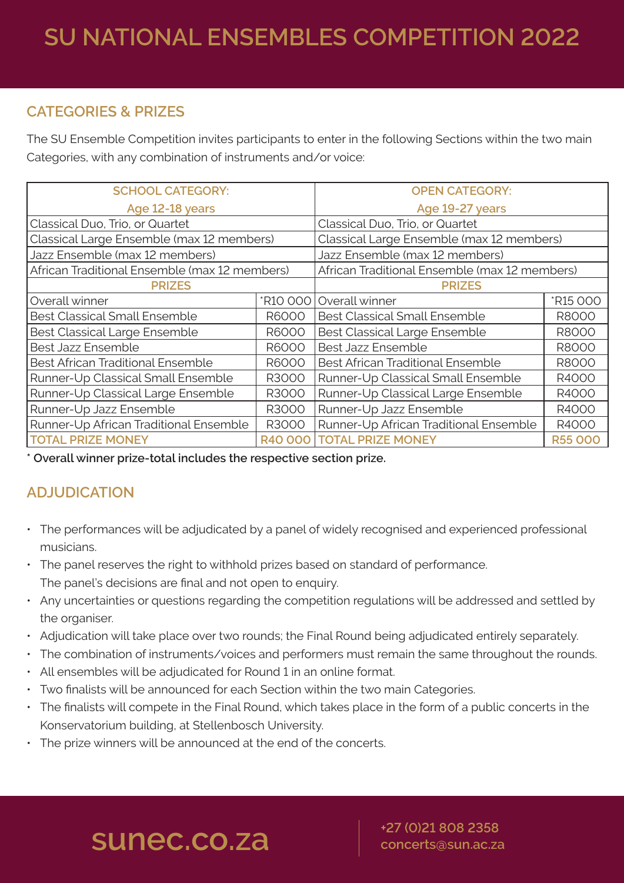# SU NATIONAL ENSEMBLES COMPETITION 2022

## CATEGORIES & PRIZES

The SU Ensemble Competition invites participants to enter in the following Sections within the two main Categories, with any combination of instruments and/or voice:

| SCHOOL CATEGORY: Age 12-18 years | | OPEN CATEGORY: Age 19-27 years | |
|---|---|---|---|
| Classical Duo, Trio, or Quartet | | Classical Duo, Trio, or Quartet | |
| Classical Large Ensemble (max 12 members) | | Classical Large Ensemble (max 12 members) | |
| Jazz Ensemble (max 12 members) | | Jazz Ensemble (max 12 members) | |
| African Traditional Ensemble (max 12 members) | | African Traditional Ensemble (max 12 members) | |
| **PRIZES** | | **PRIZES** | |
| Overall winner | *R10 000 | Overall winner | *R15 000 |
| Best Classical Small Ensemble | R6000 | Best Classical Small Ensemble | R8000 |
| Best Classical Large Ensemble | R6000 | Best Classical Large Ensemble | R8000 |
| Best Jazz Ensemble | R6000 | Best Jazz Ensemble | R8000 |
| Best African Traditional Ensemble | R6000 | Best African Traditional Ensemble | R8000 |
| Runner-Up Classical Small Ensemble | R3000 | Runner-Up Classical Small Ensemble | R4000 |
| Runner-Up Classical Large Ensemble | R3000 | Runner-Up Classical Large Ensemble | R4000 |
| Runner-Up Jazz Ensemble | R3000 | Runner-Up Jazz Ensemble | R4000 |
| Runner-Up African Traditional Ensemble | R3000 | Runner-Up African Traditional Ensemble | R4000 |
| **TOTAL PRIZE MONEY** | **R40 000** | **TOTAL PRIZE MONEY** | **R55 000** |

**\* Overall winner prize-total includes the respective section prize.**

## ADJUDICATION

- The performances will be adjudicated by a panel of widely recognised and experienced professional musicians.
- The panel reserves the right to withhold prizes based on standard of performance. The panel's decisions are final and not open to enquiry.
- Any uncertainties or questions regarding the competition regulations will be addressed and settled by the organiser.
- Adjudication will take place over two rounds; the Final Round being adjudicated entirely separately.
- The combination of instruments/voices and performers must remain the same throughout the rounds.
- All ensembles will be adjudicated for Round 1 in an online format.
- Two finalists will be announced for each Section within the two main Categories.
- The finalists will compete in the Final Round, which takes place in the form of a public concerts in the Konservatorium building, at Stellenbosch University.
- The prize winners will be announced at the end of the concerts.

**sunec.co.za**

**+27 (0)21 808 2358**
**concerts@sun.ac.za**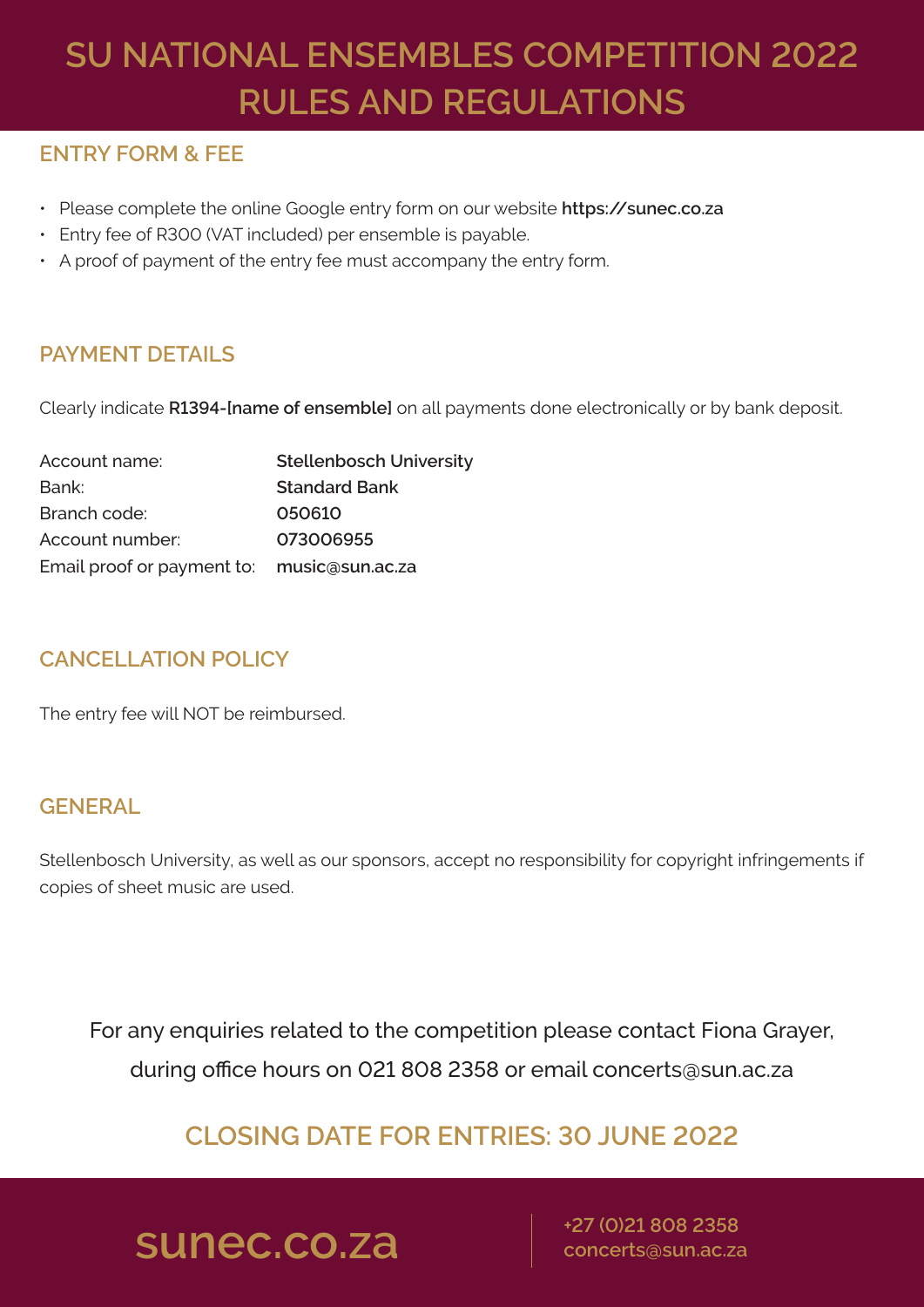# SU NATIONAL ENSEMBLES COMPETITION 2022 RULES AND REGULATIONS

## ENTRY FORM & FEE

- Please complete the online Google entry form on our website **https://sunec.co.za**
- Entry fee of R300 (VAT included) per ensemble is payable.
- A proof of payment of the entry fee must accompany the entry form.

## PAYMENT DETAILS

Clearly indicate **R1394-[name of ensemble]** on all payments done electronically or by bank deposit.

| | |
|---|---|
| Account name: | **Stellenbosch University** |
| Bank: | **Standard Bank** |
| Branch code: | **050610** |
| Account number: | **073006955** |
| Email proof or payment to: | **music@sun.ac.za** |

## CANCELLATION POLICY

The entry fee will NOT be reimbursed.

## GENERAL

Stellenbosch University, as well as our sponsors, accept no responsibility for copyright infringements if copies of sheet music are used.

For any enquiries related to the competition please contact Fiona Grayer, during office hours on 021 808 2358 or email concerts@sun.ac.za

## CLOSING DATE FOR ENTRIES: 30 JUNE 2022

sunec.co.za

+27 (0)21 808 2358
concerts@sun.ac.za